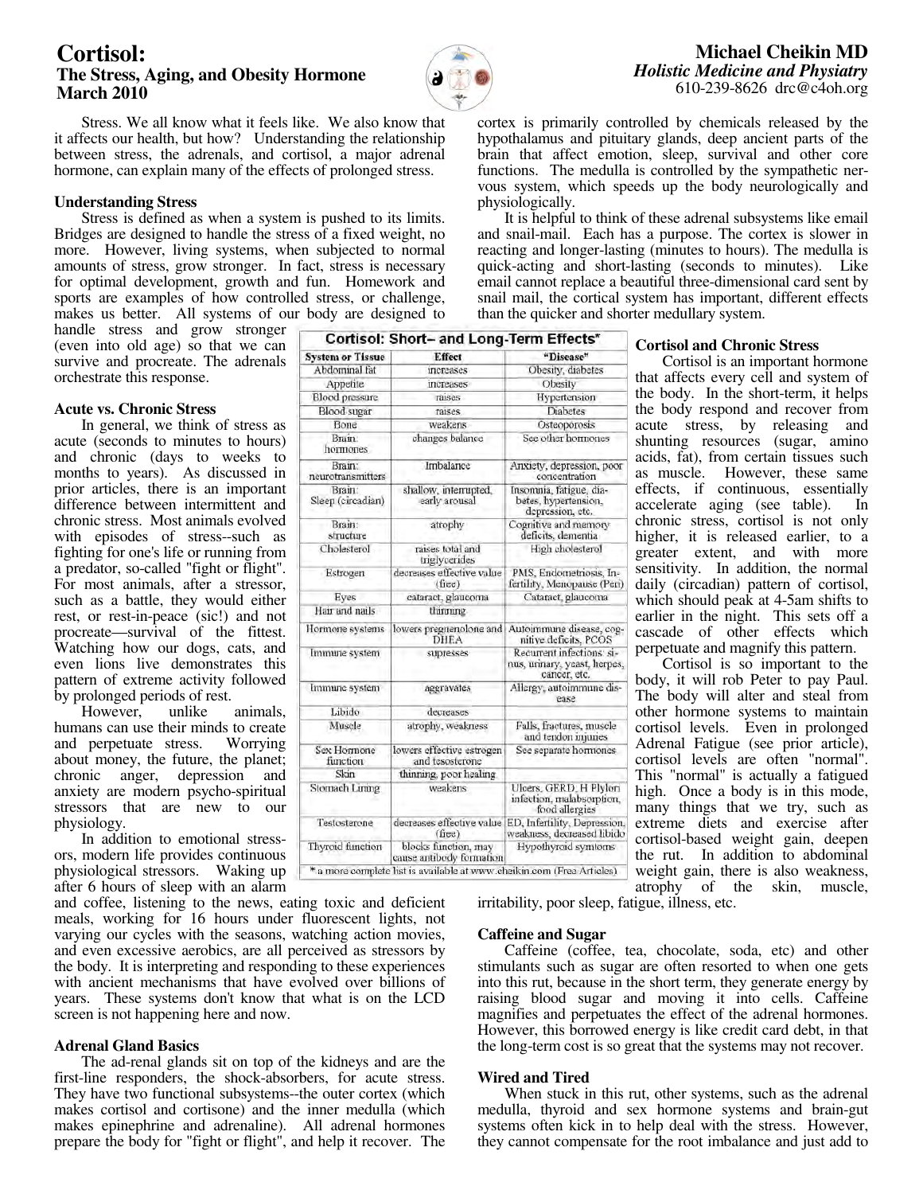# Cortisol:
## The Stress, Aging, and Obesity Hormone
**March 2010**

**Michael Cheikin MD**
*Holistic Medicine and Physiatry*
610-239-8626 drc@c4oh.org

Stress. We all know what it feels like. We also know that it affects our health, but how? Understanding the relationship between stress, the adrenals, and cortisol, a major adrenal hormone, can explain many of the effects of prolonged stress.

### Understanding Stress

Stress is defined as when a system is pushed to its limits. Bridges are designed to handle the stress of a fixed weight, no more. However, living systems, when subjected to normal amounts of stress, grow stronger. In fact, stress is necessary for optimal development, growth and fun. Homework and sports are examples of how controlled stress, or challenge, makes us better. All systems of our body are designed to handle stress and grow stronger (even into old age) so that we can survive and procreate. The adrenals orchestrate this response.

### Acute vs. Chronic Stress

In general, we think of stress as acute (seconds to minutes to hours) and chronic (days to weeks to months to years). As discussed in prior articles, there is an important difference between intermittent and chronic stress. Most animals evolved with episodes of stress--such as fighting for one's life or running from a predator, so-called "fight or flight". For most animals, after a stressor, such as a battle, they would either rest, or rest-in-peace (sic!) and not procreate—survival of the fittest. Watching how our dogs, cats, and even lions live demonstrates this pattern of extreme activity followed by prolonged periods of rest.

However, unlike animals, humans can use their minds to create and perpetuate stress. Worrying about money, the future, the planet; chronic anger, depression and anxiety are modern psycho-spiritual stressors that are new to our physiology.

In addition to emotional stressors, modern life provides continuous physiological stressors. Waking up after 6 hours of sleep with an alarm and coffee, listening to the news, eating toxic and deficient meals, working for 16 hours under fluorescent lights, not varying our cycles with the seasons, watching action movies, and even excessive aerobics, are all perceived as stressors by the body. It is interpreting and responding to these experiences with ancient mechanisms that have evolved over billions of years. These systems don't know that what is on the LCD screen is not happening here and now.

### Adrenal Gland Basics

The ad-renal glands sit on top of the kidneys and are the first-line responders, the shock-absorbers, for acute stress. They have two functional subsystems--the outer cortex (which makes cortisol and cortisone) and the inner medulla (which makes epinephrine and adrenaline). All adrenal hormones prepare the body for "fight or flight", and help it recover. The cortex is primarily controlled by chemicals released by the hypothalamus and pituitary glands, deep ancient parts of the brain that affect emotion, sleep, survival and other core functions. The medulla is controlled by the sympathetic nervous system, which speeds up the body neurologically and physiologically.

It is helpful to think of these adrenal subsystems like email and snail-mail. Each has a purpose. The cortex is slower in reacting and longer-lasting (minutes to hours). The medulla is quick-acting and short-lasting (seconds to minutes). Like email cannot replace a beautiful three-dimensional card sent by snail mail, the cortical system has important, different effects than the quicker and shorter medullary system.

**Cortisol: Short– and Long-Term Effects***

| System or Tissue | Effect | "Disease" |
|---|---|---|
| Abdominal fat | increases | Obesity, diabetes |
| Appetite | increases | Obesity |
| Blood pressure | raises | Hypertension |
| Blood sugar | raises | Diabetes |
| Bone | weakens | Osteoporosis |
| Brain: hormones | changes balance | See other hormones |
| Brain: neurotransmitters | Imbalance | Anxiety, depression, poor concentration |
| Brain: Sleep (circadian) | shallow, interrupted, early arousal | Insomnia, fatigue, diabetes, hypertension, depression, etc. |
| Brain: structure | atrophy | Cognitive and memory deficits, dementia |
| Cholesterol | raises total and triglycerides | High cholesterol |
| Estrogen | decreases effective value (free) | PMS, Endometriosis, Infertility, Menopause (Peri) |
| Eyes | cataract, glaucoma | Cataract, glaucoma |
| Hair and nails | thinning | |
| Hormone systems | lowers pregnenolone and DHEA | Autoimmune disease, cognitive deficits, PCOS |
| Immune system | supresses | Recurrent infections: sinus, urinary, yeast, herpes, cancer, etc. |
| Immune system | aggravates | Allergy, autoimmune disease |
| Libido | decreases | |
| Muscle | atrophy, weakness | Falls, fractures, muscle and tendon injuries |
| Sex Hormone function | lowers effective estrogen and tesosterone | See separate hormones |
| Skin | thinning, poor healing | |
| Stomach Lining | weakens | Ulcers, GERD, H Plylori infection, malabsorption, food allergies |
| Testosterone | decreases effective value (free) | ED, Infertility, Depression, weakness, decreased libido |
| Thyroid function | blocks function, may cause antibody formation | Hypothyroid symtoms |

\* a more complete list is available at www.cheikin.com (Free Articles)

### Cortisol and Chronic Stress

Cortisol is an important hormone that affects every cell and system of the body. In the short-term, it helps the body respond and recover from acute stress, by releasing and shunting resources (sugar, amino acids, fat), from certain tissues such as muscle. However, these same effects, if continuous, essentially accelerate aging (see table). In chronic stress, cortisol is not only higher, it is released earlier, to a greater extent, and with more sensitivity. In addition, the normal daily (circadian) pattern of cortisol, which should peak at 4-5am shifts to earlier in the night. This sets off a cascade of other effects which perpetuate and magnify this pattern.

Cortisol is so important to the body, it will rob Peter to pay Paul. The body will alter and steal from other hormone systems to maintain cortisol levels. Even in prolonged Adrenal Fatigue (see prior article), cortisol levels are often "normal". This "normal" is actually a fatigued high. Once a body is in this mode, many things that we try, such as extreme diets and exercise after cortisol-based weight gain, deepen the rut. In addition to abdominal weight gain, there is also weakness, atrophy of the skin, muscle, irritability, poor sleep, fatigue, illness, etc.

### Caffeine and Sugar

Caffeine (coffee, tea, chocolate, soda, etc) and other stimulants such as sugar are often resorted to when one gets into this rut, because in the short term, they generate energy by raising blood sugar and moving it into cells. Caffeine magnifies and perpetuates the effect of the adrenal hormones. However, this borrowed energy is like credit card debt, in that the long-term cost is so great that the systems may not recover.

### Wired and Tired

When stuck in this rut, other systems, such as the adrenal medulla, thyroid and sex hormone systems and brain-gut systems often kick in to help deal with the stress. However, they cannot compensate for the root imbalance and just add to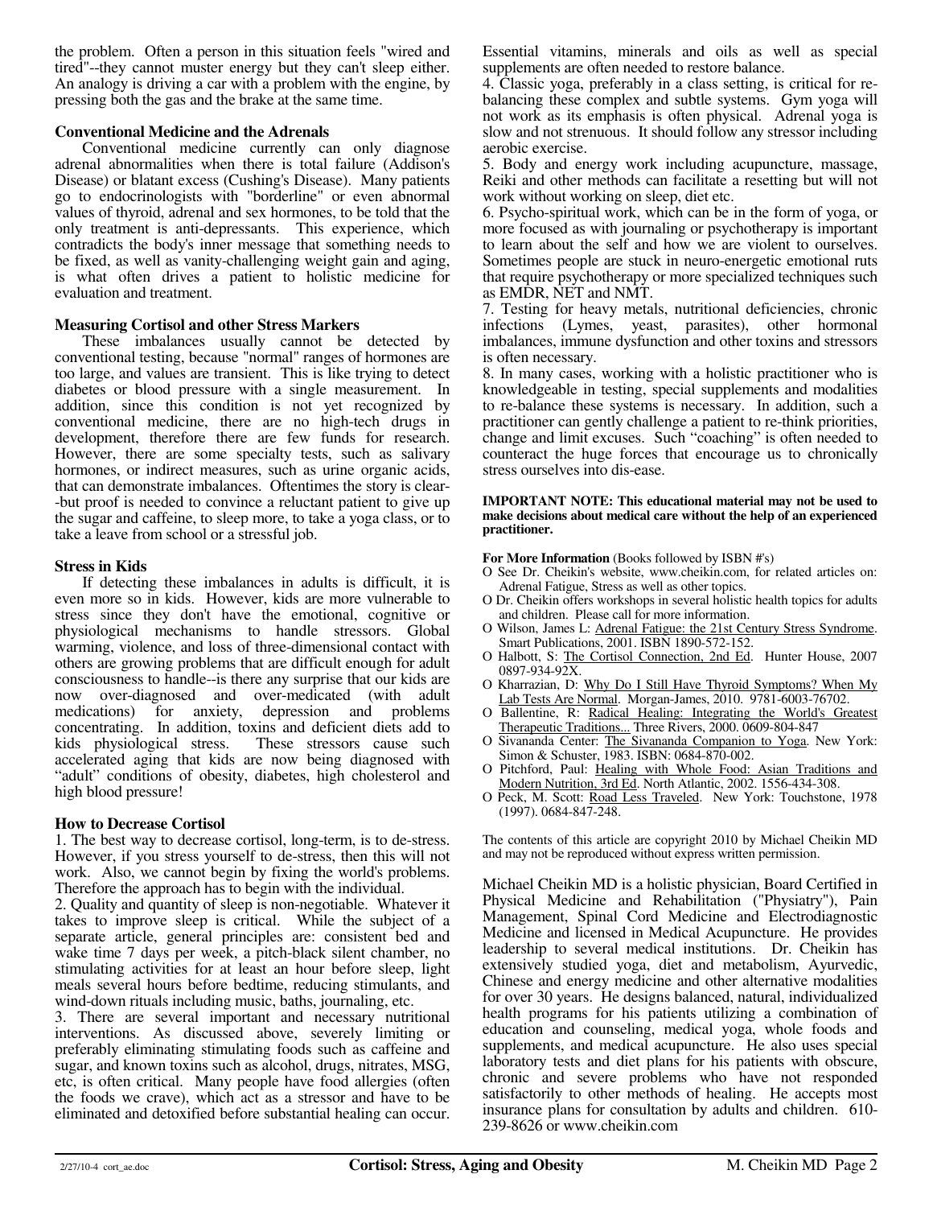the problem. Often a person in this situation feels "wired and tired"--they cannot muster energy but they can't sleep either. An analogy is driving a car with a problem with the engine, by pressing both the gas and the brake at the same time.

### Conventional Medicine and the Adrenals

Conventional medicine currently can only diagnose adrenal abnormalities when there is total failure (Addison's Disease) or blatant excess (Cushing's Disease). Many patients go to endocrinologists with "borderline" or even abnormal values of thyroid, adrenal and sex hormones, to be told that the only treatment is anti-depressants. This experience, which contradicts the body's inner message that something needs to be fixed, as well as vanity-challenging weight gain and aging, is what often drives a patient to holistic medicine for evaluation and treatment.

### Measuring Cortisol and other Stress Markers

These imbalances usually cannot be detected by conventional testing, because "normal" ranges of hormones are too large, and values are transient. This is like trying to detect diabetes or blood pressure with a single measurement. In addition, since this condition is not yet recognized by conventional medicine, there are no high-tech drugs in development, therefore there are few funds for research. However, there are some specialty tests, such as salivary hormones, or indirect measures, such as urine organic acids, that can demonstrate imbalances. Oftentimes the story is clear--but proof is needed to convince a reluctant patient to give up the sugar and caffeine, to sleep more, to take a yoga class, or to take a leave from school or a stressful job.

### Stress in Kids

If detecting these imbalances in adults is difficult, it is even more so in kids. However, kids are more vulnerable to stress since they don't have the emotional, cognitive or physiological mechanisms to handle stressors. Global warming, violence, and loss of three-dimensional contact with others are growing problems that are difficult enough for adult consciousness to handle--is there any surprise that our kids are now over-diagnosed and over-medicated (with adult medications) for anxiety, depression and problems concentrating. In addition, toxins and deficient diets add to kids physiological stress. These stressors cause such accelerated aging that kids are now being diagnosed with "adult" conditions of obesity, diabetes, high cholesterol and high blood pressure!

### How to Decrease Cortisol

1. The best way to decrease cortisol, long-term, is to de-stress. However, if you stress yourself to de-stress, then this will not work. Also, we cannot begin by fixing the world's problems. Therefore the approach has to begin with the individual.
2. Quality and quantity of sleep is non-negotiable. Whatever it takes to improve sleep is critical. While the subject of a separate article, general principles are: consistent bed and wake time 7 days per week, a pitch-black silent chamber, no stimulating activities for at least an hour before sleep, light meals several hours before bedtime, reducing stimulants, and wind-down rituals including music, baths, journaling, etc.
3. There are several important and necessary nutritional interventions. As discussed above, severely limiting or preferably eliminating stimulating foods such as caffeine and sugar, and known toxins such as alcohol, drugs, nitrates, MSG, etc, is often critical. Many people have food allergies (often the foods we crave), which act as a stressor and have to be eliminated and detoxified before substantial healing can occur. Essential vitamins, minerals and oils as well as special supplements are often needed to restore balance.
4. Classic yoga, preferably in a class setting, is critical for re-balancing these complex and subtle systems. Gym yoga will not work as its emphasis is often physical. Adrenal yoga is slow and not strenuous. It should follow any stressor including aerobic exercise.
5. Body and energy work including acupuncture, massage, Reiki and other methods can facilitate a resetting but will not work without working on sleep, diet etc.
6. Psycho-spiritual work, which can be in the form of yoga, or more focused as with journaling or psychotherapy is important to learn about the self and how we are violent to ourselves. Sometimes people are stuck in neuro-energetic emotional ruts that require psychotherapy or more specialized techniques such as EMDR, NET and NMT.
7. Testing for heavy metals, nutritional deficiencies, chronic infections (Lymes, yeast, parasites), other hormonal imbalances, immune dysfunction and other toxins and stressors is often necessary.
8. In many cases, working with a holistic practitioner who is knowledgeable in testing, special supplements and modalities to re-balance these systems is necessary. In addition, such a practitioner can gently challenge a patient to re-think priorities, change and limit excuses. Such "coaching" is often needed to counteract the huge forces that encourage us to chronically stress ourselves into dis-ease.

**IMPORTANT NOTE: This educational material may not be used to make decisions about medical care without the help of an experienced practitioner.**

**For More Information** (Books followed by ISBN #'s)

- See Dr. Cheikin's website, www.cheikin.com, for related articles on: Adrenal Fatigue, Stress as well as other topics.
- Dr. Cheikin offers workshops in several holistic health topics for adults and children. Please call for more information.
- Wilson, James L: Adrenal Fatigue: the 21st Century Stress Syndrome. Smart Publications, 2001. ISBN 1890-572-152.
- Halbott, S: The Cortisol Connection, 2nd Ed. Hunter House, 2007 0897-934-92X.
- Kharrazian, D: Why Do I Still Have Thyroid Symptoms? When My Lab Tests Are Normal. Morgan-James, 2010. 9781-6003-76702.
- Ballentine, R: Radical Healing: Integrating the World's Greatest Therapeutic Traditions... Three Rivers, 2000. 0609-804-847
- Sivananda Center: The Sivananda Companion to Yoga. New York: Simon & Schuster, 1983. ISBN: 0684-870-002.
- Pitchford, Paul: Healing with Whole Food: Asian Traditions and Modern Nutrition, 3rd Ed. North Atlantic, 2002. 1556-434-308.
- Peck, M. Scott: Road Less Traveled. New York: Touchstone, 1978 (1997). 0684-847-248.

The contents of this article are copyright 2010 by Michael Cheikin MD and may not be reproduced without express written permission.

Michael Cheikin MD is a holistic physician, Board Certified in Physical Medicine and Rehabilitation ("Physiatry"), Pain Management, Spinal Cord Medicine and Electrodiagnostic Medicine and licensed in Medical Acupuncture. He provides leadership to several medical institutions. Dr. Cheikin has extensively studied yoga, diet and metabolism, Ayurvedic, Chinese and energy medicine and other alternative modalities for over 30 years. He designs balanced, natural, individualized health programs for his patients utilizing a combination of education and counseling, medical yoga, whole foods and supplements, and medical acupuncture. He also uses special laboratory tests and diet plans for his patients with obscure, chronic and severe problems who have not responded satisfactorily to other methods of healing. He accepts most insurance plans for consultation by adults and children. 610-239-8626 or www.cheikin.com